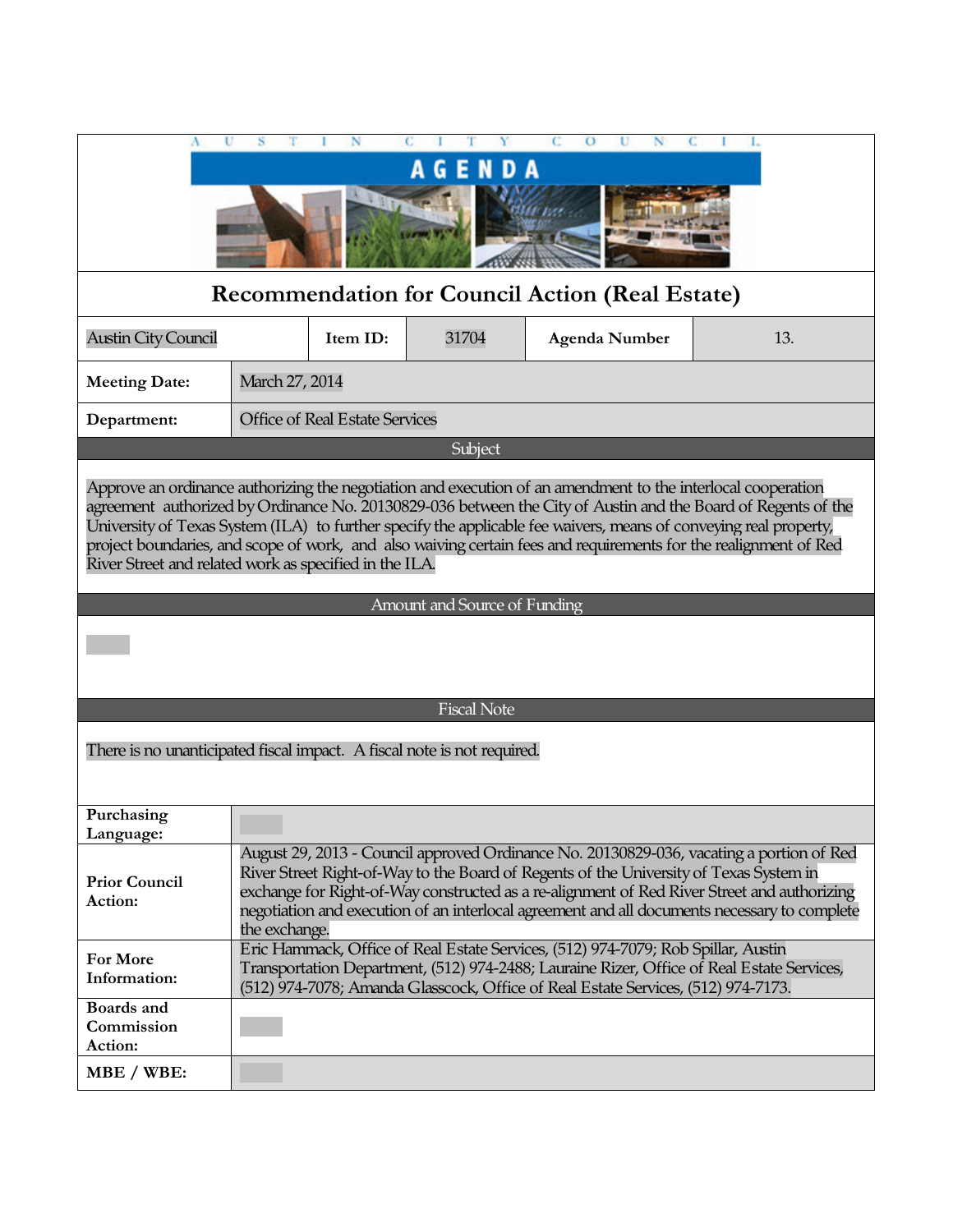AUSTIN CITY COUNCIL

**AGENDA**

# Recommendation for Council Action (Real Estate)

| Austin City Council | Item ID: | 31704 | Agenda Number | 13. |
|---|---|---|---|---|

| | |
|---|---|
| **Meeting Date:** | March 27, 2014 |
| **Department:** | Office of Real Estate Services |

## Subject

Approve an ordinance authorizing the negotiation and execution of an amendment to the interlocal cooperation agreement authorized by Ordinance No. 20130829-036 between the City of Austin and the Board of Regents of the University of Texas System (ILA) to further specify the applicable fee waivers, means of conveying real property, project boundaries, and scope of work, and also waiving certain fees and requirements for the realignment of Red River Street and related work as specified in the ILA.

## Amount and Source of Funding

## Fiscal Note

There is no unanticipated fiscal impact. A fiscal note is not required.

| | |
|---|---|
| **Purchasing Language:** | |
| **Prior Council Action:** | August 29, 2013 - Council approved Ordinance No. 20130829-036, vacating a portion of Red River Street Right-of-Way to the Board of Regents of the University of Texas System in exchange for Right-of-Way constructed as a re-alignment of Red River Street and authorizing negotiation and execution of an interlocal agreement and all documents necessary to complete the exchange. |
| **For More Information:** | Eric Hammack, Office of Real Estate Services, (512) 974-7079; Rob Spillar, Austin Transportation Department, (512) 974-2488; Lauraine Rizer, Office of Real Estate Services, (512) 974-7078; Amanda Glasscock, Office of Real Estate Services, (512) 974-7173. |
| **Boards and Commission Action:** | |
| **MBE / WBE:** | |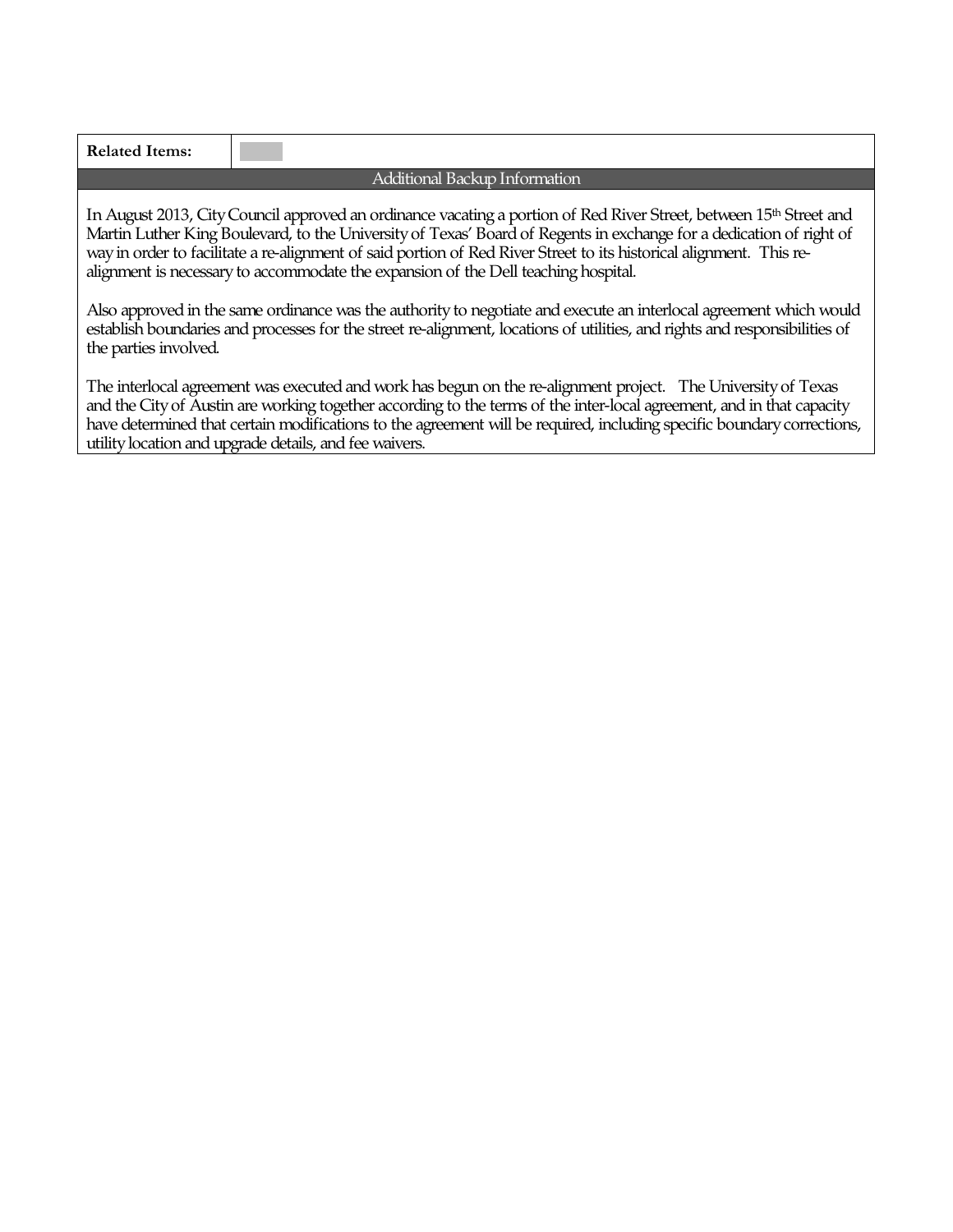| **Related Items:** | |
|---|---|

## Additional Backup Information

In August 2013, City Council approved an ordinance vacating a portion of Red River Street, between 15th Street and Martin Luther King Boulevard, to the University of Texas' Board of Regents in exchange for a dedication of right of way in order to facilitate a re-alignment of said portion of Red River Street to its historical alignment. This re-alignment is necessary to accommodate the expansion of the Dell teaching hospital.

Also approved in the same ordinance was the authority to negotiate and execute an interlocal agreement which would establish boundaries and processes for the street re-alignment, locations of utilities, and rights and responsibilities of the parties involved.

The interlocal agreement was executed and work has begun on the re-alignment project. The University of Texas and the City of Austin are working together according to the terms of the inter-local agreement, and in that capacity have determined that certain modifications to the agreement will be required, including specific boundary corrections, utility location and upgrade details, and fee waivers.